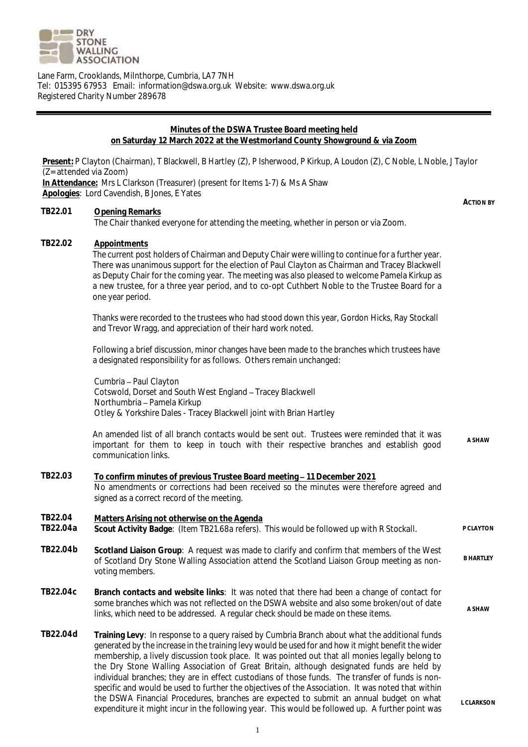DRY STONE WALLING ASSOCIATION

Lane Farm, Crooklands, Milnthorpe, Cumbria, LA7 7NH
Tel: 015395 67953 Email: information@dswa.org.uk Website: www.dswa.org.uk
Registered Charity Number 289678

**Minutes of the DSWA Trustee Board meeting held on Saturday 12 March 2022 at the Westmorland County Showground & via Zoom**

**Present:** P Clayton (Chairman), T Blackwell, B Hartley (Z), P Isherwood, P Kirkup, A Loudon (Z), C Noble, L Noble, J Taylor (Z= attended via Zoom)
**In Attendance:** Mrs L Clarkson (Treasurer) (present for Items 1-7) & Ms A Shaw
**Apologies**: Lord Cavendish, B Jones, E Yates

**ACTION BY**

**TB22.01 Opening Remarks**
The Chair thanked everyone for attending the meeting, whether in person or via Zoom.

**TB22.02 Appointments**
The current post holders of Chairman and Deputy Chair were willing to continue for a further year. There was unanimous support for the election of Paul Clayton as Chairman and Tracey Blackwell as Deputy Chair for the coming year. The meeting was also pleased to welcome Pamela Kirkup as a new trustee, for a three year period, and to co-opt Cuthbert Noble to the Trustee Board for a one year period.

Thanks were recorded to the trustees who had stood down this year, Gordon Hicks, Ray Stockall and Trevor Wragg, and appreciation of their hard work noted.

Following a brief discussion, minor changes have been made to the branches which trustees have a designated responsibility for as follows. Others remain unchanged:

Cumbria – Paul Clayton
Cotswold, Dorset and South West England – Tracey Blackwell
Northumbria – Pamela Kirkup
Otley & Yorkshire Dales - Tracey Blackwell joint with Brian Hartley

An amended list of all branch contacts would be sent out. Trustees were reminded that it was important for them to keep in touch with their respective branches and establish good communication links. — **A SHAW**

**TB22.03 To confirm minutes of previous Trustee Board meeting – 11 December 2021**
No amendments or corrections had been received so the minutes were therefore agreed and signed as a correct record of the meeting.

**TB22.04 Matters Arising not otherwise on the Agenda**

**TB22.04a Scout Activity Badge**: (Item TB21.68a refers). This would be followed up with R Stockall. — **P CLAYTON**

**TB22.04b Scotland Liaison Group**: A request was made to clarify and confirm that members of the West of Scotland Dry Stone Walling Association attend the Scotland Liaison Group meeting as non-voting members. — **B HARTLEY**

**TB22.04c Branch contacts and website links**: It was noted that there had been a change of contact for some branches which was not reflected on the DSWA website and also some broken/out of date links, which need to be addressed. A regular check should be made on these items. — **A SHAW**

**TB22.04d Training Levy**: In response to a query raised by Cumbria Branch about what the additional funds generated by the increase in the training levy would be used for and how it might benefit the wider membership, a lively discussion took place. It was pointed out that all monies legally belong to the Dry Stone Walling Association of Great Britain, although designated funds are held by individual branches; they are in effect custodians of those funds. The transfer of funds is non-specific and would be used to further the objectives of the Association. It was noted that within the DSWA Financial Procedures, branches are expected to submit an annual budget on what expenditure it might incur in the following year. This would be followed up. A further point was — **L CLARKSON**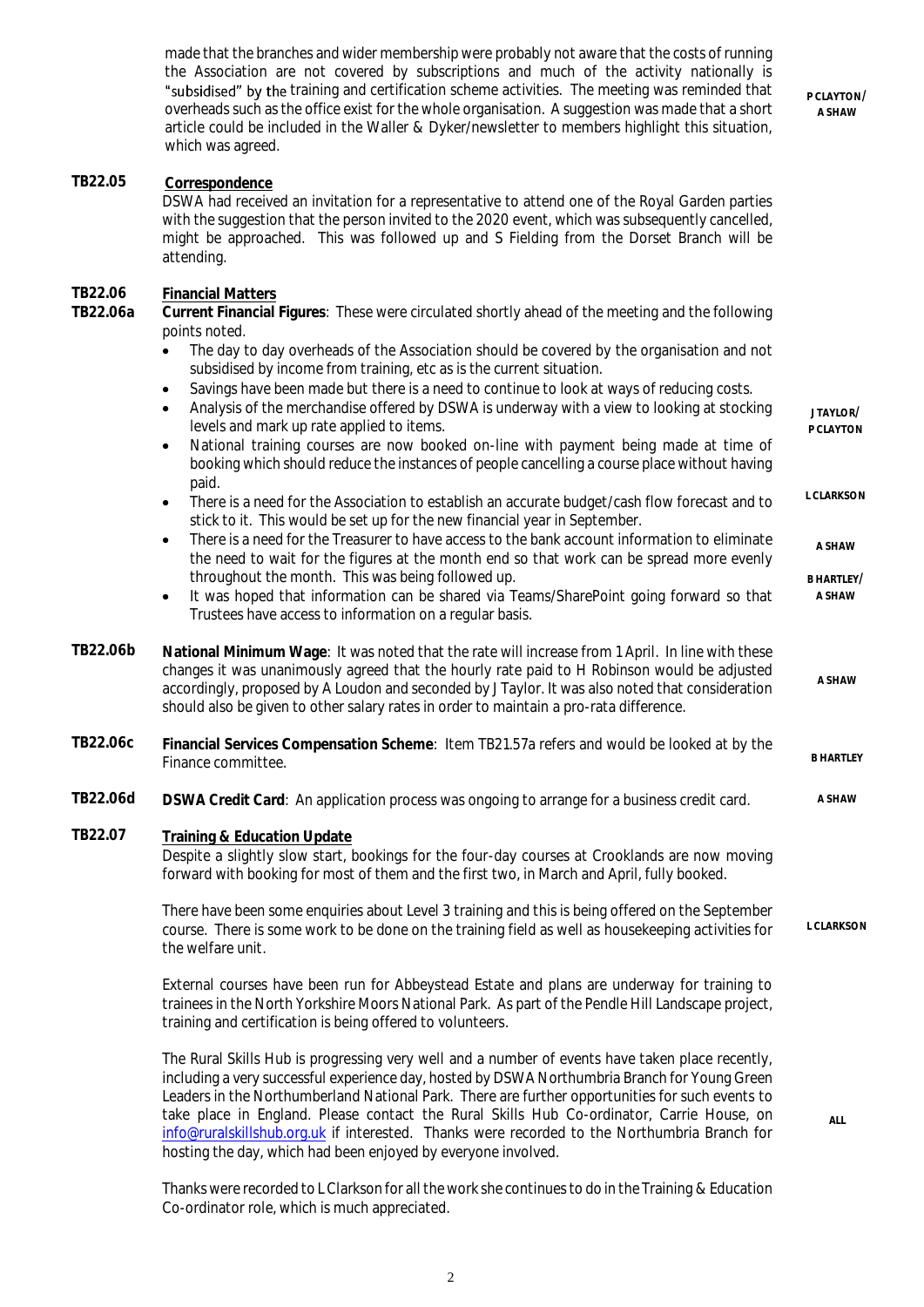made that the branches and wider membership were probably not aware that the costs of running the Association are not covered by subscriptions and much of the activity nationally is "subsidised" by the training and certification scheme activities. The meeting was reminded that overheads such as the office exist for the whole organisation. A suggestion was made that a short article could be included in the Waller & Dyker/newsletter to members highlight this situation, which was agreed. **P CLAYTON/ A SHAW**

**TB22.05** **Correspondence**

DSWA had received an invitation for a representative to attend one of the Royal Garden parties with the suggestion that the person invited to the 2020 event, which was subsequently cancelled, might be approached. This was followed up and S Fielding from the Dorset Branch will be attending.

**TB22.06** **Financial Matters**

**TB22.06a** **Current Financial Figures**: These were circulated shortly ahead of the meeting and the following points noted.

- The day to day overheads of the Association should be covered by the organisation and not subsidised by income from training, etc as is the current situation.
- Savings have been made but there is a need to continue to look at ways of reducing costs.
- Analysis of the merchandise offered by DSWA is underway with a view to looking at stocking levels and mark up rate applied to items. **J TAYLOR/ P CLAYTON**
- National training courses are now booked on-line with payment being made at time of booking which should reduce the instances of people cancelling a course place without having paid. **L CLARKSON**
- There is a need for the Association to establish an accurate budget/cash flow forecast and to stick to it. This would be set up for the new financial year in September. **A SHAW**
- There is a need for the Treasurer to have access to the bank account information to eliminate the need to wait for the figures at the month end so that work can be spread more evenly throughout the month. This was being followed up. **B HARTLEY/ A SHAW**
- It was hoped that information can be shared via Teams/SharePoint going forward so that Trustees have access to information on a regular basis.

**TB22.06b** **National Minimum Wage**: It was noted that the rate will increase from 1 April. In line with these changes it was unanimously agreed that the hourly rate paid to H Robinson would be adjusted accordingly, proposed by A Loudon and seconded by J Taylor. It was also noted that consideration should also be given to other salary rates in order to maintain a pro-rata difference. **A SHAW**

**TB22.06c** **Financial Services Compensation Scheme**: Item TB21.57a refers and would be looked at by the Finance committee. **B HARTLEY**

**TB22.06d** **DSWA Credit Card**: An application process was ongoing to arrange for a business credit card. **A SHAW**

**TB22.07** **Training & Education Update**

Despite a slightly slow start, bookings for the four-day courses at Crooklands are now moving forward with booking for most of them and the first two, in March and April, fully booked.

There have been some enquiries about Level 3 training and this is being offered on the September course. There is some work to be done on the training field as well as housekeeping activities for the welfare unit. **L CLARKSON**

External courses have been run for Abbeystead Estate and plans are underway for training to trainees in the North Yorkshire Moors National Park. As part of the Pendle Hill Landscape project, training and certification is being offered to volunteers.

The Rural Skills Hub is progressing very well and a number of events have taken place recently, including a very successful experience day, hosted by DSWA Northumbria Branch for Young Green Leaders in the Northumberland National Park. There are further opportunities for such events to take place in England. Please contact the Rural Skills Hub Co-ordinator, Carrie House, on info@ruralskillshub.org.uk if interested. Thanks were recorded to the Northumbria Branch for hosting the day, which had been enjoyed by everyone involved. **ALL**

Thanks were recorded to L Clarkson for all the work she continues to do in the Training & Education Co-ordinator role, which is much appreciated.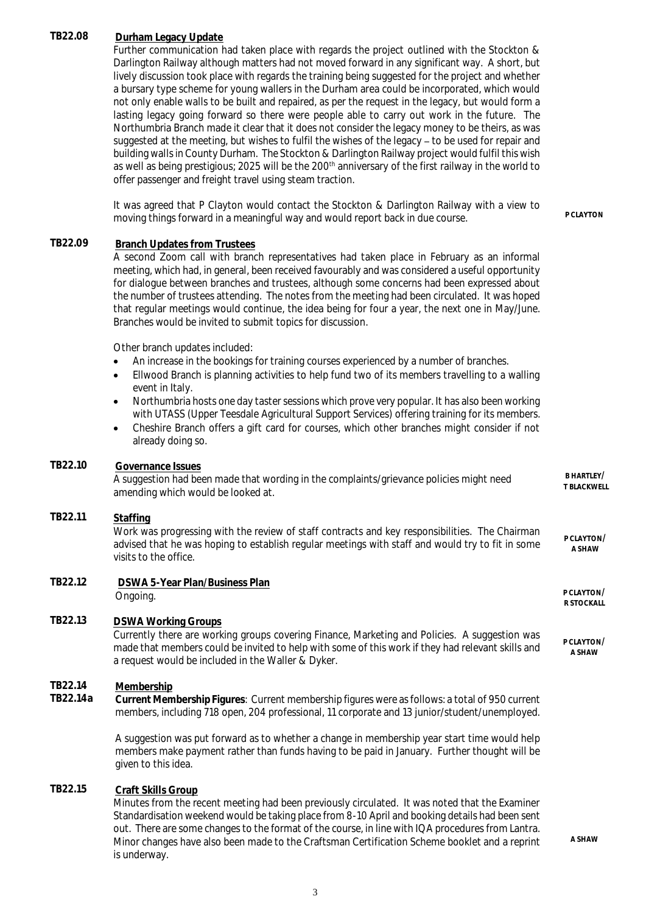**TB22.08** **Durham Legacy Update**

Further communication had taken place with regards the project outlined with the Stockton & Darlington Railway although matters had not moved forward in any significant way. A short, but lively discussion took place with regards the training being suggested for the project and whether a bursary type scheme for young wallers in the Durham area could be incorporated, which would not only enable walls to be built and repaired, as per the request in the legacy, but would form a lasting legacy going forward so there were people able to carry out work in the future. The Northumbria Branch made it clear that it does not consider the legacy money to be theirs, as was suggested at the meeting, but wishes to fulfil the wishes of the legacy – to be used for repair and building walls in County Durham. The Stockton & Darlington Railway project would fulfil this wish as well as being prestigious; 2025 will be the 200th anniversary of the first railway in the world to offer passenger and freight travel using steam traction.

It was agreed that P Clayton would contact the Stockton & Darlington Railway with a view to moving things forward in a meaningful way and would report back in due course. **P CLAYTON**

**TB22.09** **Branch Updates from Trustees**

A second Zoom call with branch representatives had taken place in February as an informal meeting, which had, in general, been received favourably and was considered a useful opportunity for dialogue between branches and trustees, although some concerns had been expressed about the number of trustees attending. The notes from the meeting had been circulated. It was hoped that regular meetings would continue, the idea being for four a year, the next one in May/June. Branches would be invited to submit topics for discussion.

Other branch updates included:

- An increase in the bookings for training courses experienced by a number of branches.
- Ellwood Branch is planning activities to help fund two of its members travelling to a walling event in Italy.
- Northumbria hosts one day taster sessions which prove very popular. It has also been working with UTASS (Upper Teesdale Agricultural Support Services) offering training for its members.
- Cheshire Branch offers a gift card for courses, which other branches might consider if not already doing so.

**TB22.10** **Governance Issues**

A suggestion had been made that wording in the complaints/grievance policies might need amending which would be looked at. **B HARTLEY/ T BLACKWELL**

**TB22.11** **Staffing**

Work was progressing with the review of staff contracts and key responsibilities. The Chairman advised that he was hoping to establish regular meetings with staff and would try to fit in some visits to the office. **P CLAYTON/ A SHAW**

**TB22.12** **DSWA 5-Year Plan/Business Plan**

Ongoing. **P CLAYTON/ R STOCKALL**

**TB22.13** **DSWA Working Groups**

Currently there are working groups covering Finance, Marketing and Policies. A suggestion was made that members could be invited to help with some of this work if they had relevant skills and a request would be included in the Waller & Dyker. **P CLAYTON/ A SHAW**

**TB22.14** **Membership**

**TB22.14a** **Current Membership Figures**: Current membership figures were as follows: a total of 950 current members, including 718 open, 204 professional, 11 corporate and 13 junior/student/unemployed.

A suggestion was put forward as to whether a change in membership year start time would help members make payment rather than funds having to be paid in January. Further thought will be given to this idea.

**TB22.15** **Craft Skills Group**

Minutes from the recent meeting had been previously circulated. It was noted that the Examiner Standardisation weekend would be taking place from 8-10 April and booking details had been sent out. There are some changes to the format of the course, in line with IQA procedures from Lantra. Minor changes have also been made to the Craftsman Certification Scheme booklet and a reprint is underway. **A SHAW**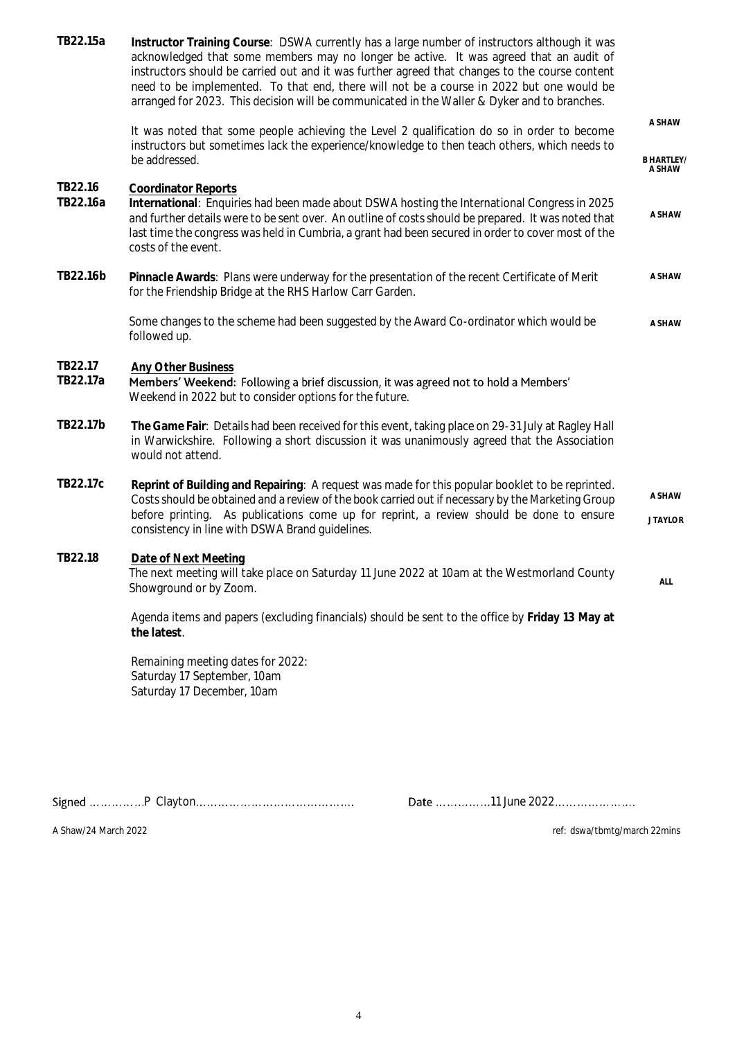**TB22.15a** **Instructor Training Course**: DSWA currently has a large number of instructors although it was acknowledged that some members may no longer be active. It was agreed that an audit of instructors should be carried out and it was further agreed that changes to the course content need to be implemented. To that end, there will not be a course in 2022 but one would be arranged for 2023. This decision will be communicated in the Waller & Dyker and to branches. **A SHAW**

It was noted that some people achieving the Level 2 qualification do so in order to become instructors but sometimes lack the experience/knowledge to then teach others, which needs to be addressed. **B HARTLEY/ A SHAW**

**TB22.16** **Coordinator Reports**

**TB22.16a** **International**: Enquiries had been made about DSWA hosting the International Congress in 2025 and further details were to be sent over. An outline of costs should be prepared. It was noted that last time the congress was held in Cumbria, a grant had been secured in order to cover most of the costs of the event. **A SHAW**

**TB22.16b** **Pinnacle Awards**: Plans were underway for the presentation of the recent Certificate of Merit for the Friendship Bridge at the RHS Harlow Carr Garden. **A SHAW**

Some changes to the scheme had been suggested by the Award Co-ordinator which would be followed up. **A SHAW**

**TB22.17** **Any Other Business**

**TB22.17a** **Members' Weekend**: Following a brief discussion, it was agreed not to hold a Members' Weekend in 2022 but to consider options for the future.

**TB22.17b** **The Game Fair**: Details had been received for this event, taking place on 29-31 July at Ragley Hall in Warwickshire. Following a short discussion it was unanimously agreed that the Association would not attend.

**TB22.17c** **Reprint of Building and Repairing**: A request was made for this popular booklet to be reprinted. Costs should be obtained and a review of the book carried out if necessary by the Marketing Group before printing. As publications come up for reprint, a review should be done to ensure consistency in line with DSWA Brand guidelines. **A SHAW** **J TAYLOR**

**TB22.18** **Date of Next Meeting**

The next meeting will take place on Saturday 11 June 2022 at 10am at the Westmorland County Showground or by Zoom. **ALL**

Agenda items and papers (excluding financials) should be sent to the office by **Friday 13 May at the latest**.

Remaining meeting dates for 2022:
Saturday 17 September, 10am
Saturday 17 December, 10am

Signed ……………P Clayton……………………………………… Date ……………11 June 2022…………………

A Shaw/24 March 2022 ref: dswa/tbmtg/march 22mins